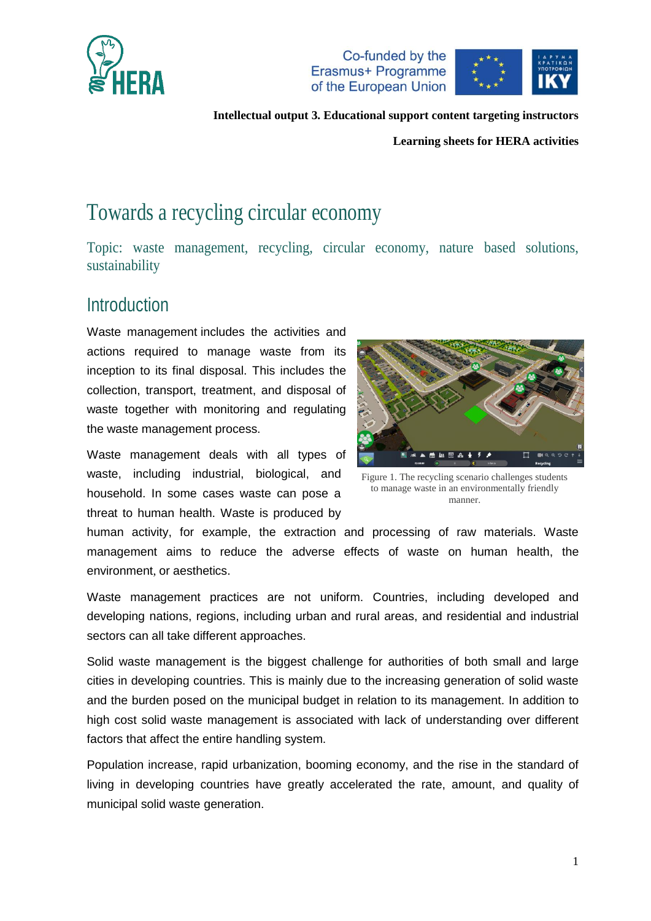Intellectual output 3. Educational support content targeting instructors

Learning sheets for HERA activities

# Towards a recycling circular economy

Topic: waste management, recycling, circular economy, nature based solutions, sustainability

## Introduction

Waste management includes the activities and actions required to manage waste from its inception to its final disposal. This includes the collection, transport, treatment, and disposal of waste together with monitoring and regulating the waste management process.

Figure 1. The recycling scenario challenges students to manage waste in an environmentally friendly manner.

Waste management deals with all types of waste, including industrial, biological, and household. In some cases waste can pose a threat to human health. Waste is produced by human activity, for example, the extraction and processing of raw materials. Waste management aims to reduce the adverse effects of waste on human health, the environment, or aesthetics.

Waste management practices are not uniform. Countries, including developed and developing nations, regions, including urban and rural areas, and residential and industrial sectors can all take different approaches.

Solid waste management is the biggest challenge for authorities of both small and large cities in developing countries. This is mainly due to the increasing generation of solid waste and the burden posed on the municipal budget in relation to its management. In addition to high cost solid waste management is associated with lack of understanding over different factors that affect the entire handling system.

Population increase, rapid urbanization, booming economy, and the rise in the standard of living in developing countries have greatly accelerated the rate, amount, and quality of municipal solid waste generation.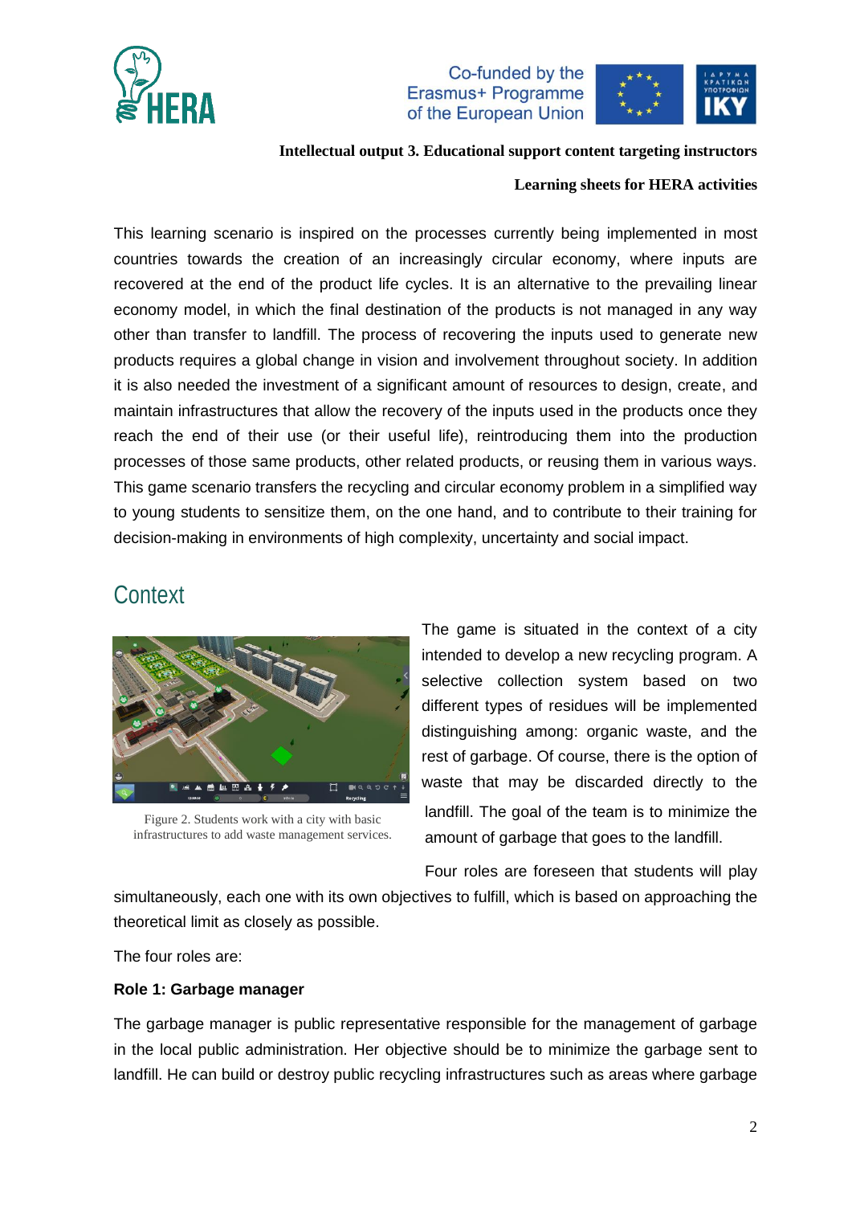**Intellectual output 3. Educational support content targeting instructors**

**Learning sheets for HERA activities**

This learning scenario is inspired on the processes currently being implemented in most countries towards the creation of an increasingly circular economy, where inputs are recovered at the end of the product life cycles. It is an alternative to the prevailing linear economy model, in which the final destination of the products is not managed in any way other than transfer to landfill. The process of recovering the inputs used to generate new products requires a global change in vision and involvement throughout society. In addition it is also needed the investment of a significant amount of resources to design, create, and maintain infrastructures that allow the recovery of the inputs used in the products once they reach the end of their use (or their useful life), reintroducing them into the production processes of those same products, other related products, or reusing them in various ways. This game scenario transfers the recycling and circular economy problem in a simplified way to young students to sensitize them, on the one hand, and to contribute to their training for decision-making in environments of high complexity, uncertainty and social impact.

## Context

Figure 2. Students work with a city with basic infrastructures to add waste management services.

The game is situated in the context of a city intended to develop a new recycling program. A selective collection system based on two different types of residues will be implemented distinguishing among: organic waste, and the rest of garbage. Of course, there is the option of waste that may be discarded directly to the landfill. The goal of the team is to minimize the amount of garbage that goes to the landfill.

Four roles are foreseen that students will play simultaneously, each one with its own objectives to fulfill, which is based on approaching the theoretical limit as closely as possible.

The four roles are:

**Role 1: Garbage manager**

The garbage manager is public representative responsible for the management of garbage in the local public administration. Her objective should be to minimize the garbage sent to landfill. He can build or destroy public recycling infrastructures such as areas where garbage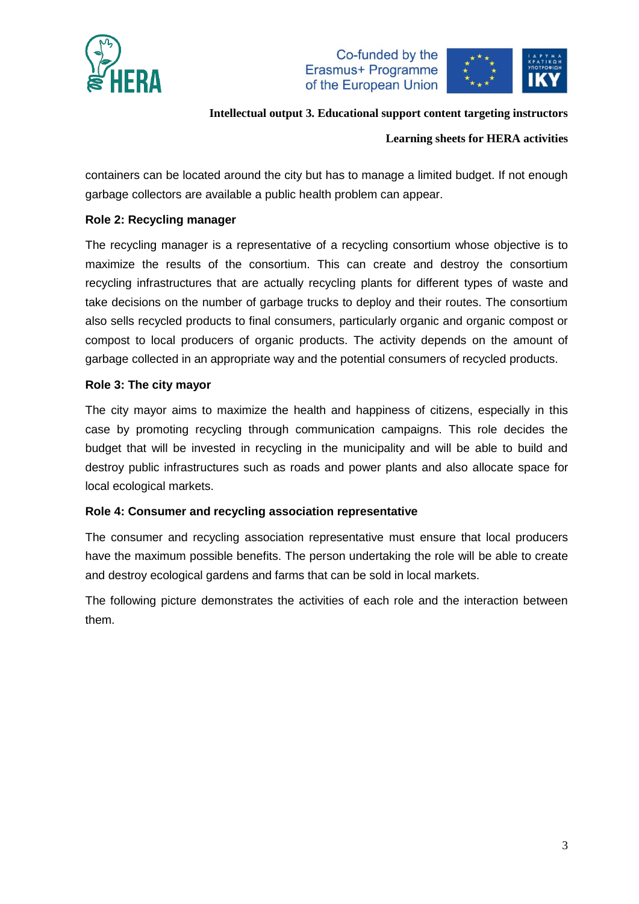containers can be located around the city but has to manage a limited budget. If not enough garbage collectors are available a public health problem can appear.

**Role 2: Recycling manager**

The recycling manager is a representative of a recycling consortium whose objective is to maximize the results of the consortium. This can create and destroy the consortium recycling infrastructures that are actually recycling plants for different types of waste and take decisions on the number of garbage trucks to deploy and their routes. The consortium also sells recycled products to final consumers, particularly organic and organic compost or compost to local producers of organic products. The activity depends on the amount of garbage collected in an appropriate way and the potential consumers of recycled products.

**Role 3: The city mayor**

The city mayor aims to maximize the health and happiness of citizens, especially in this case by promoting recycling through communication campaigns. This role decides the budget that will be invested in recycling in the municipality and will be able to build and destroy public infrastructures such as roads and power plants and also allocate space for local ecological markets.

**Role 4: Consumer and recycling association representative**

The consumer and recycling association representative must ensure that local producers have the maximum possible benefits. The person undertaking the role will be able to create and destroy ecological gardens and farms that can be sold in local markets.

The following picture demonstrates the activities of each role and the interaction between them.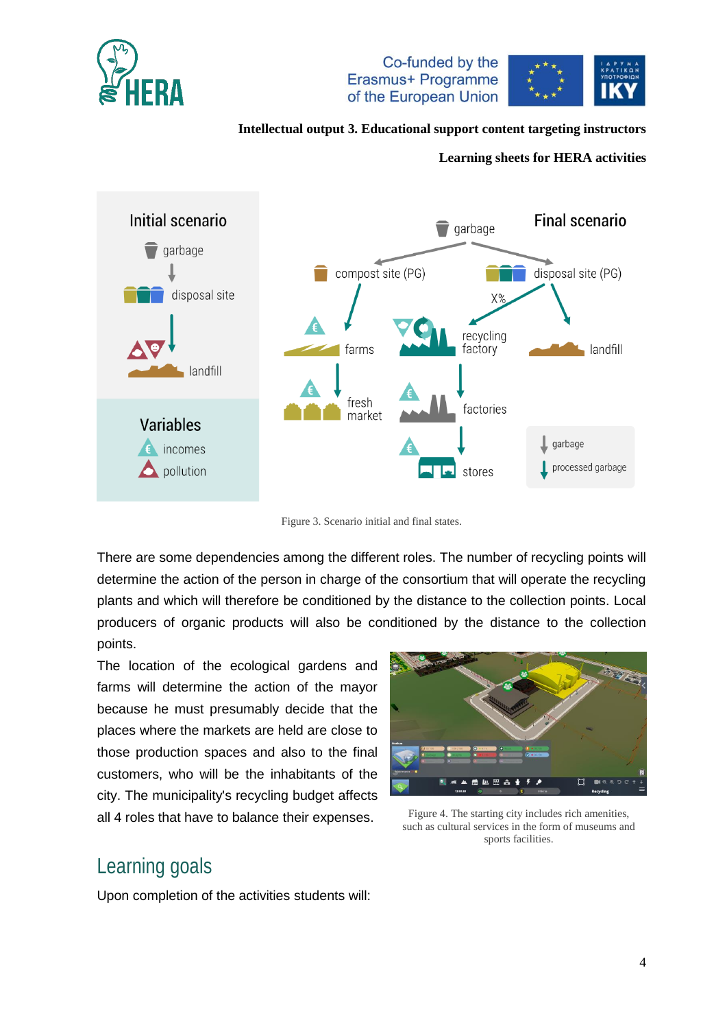Figure 3. Scenario initial and final states.

There are some dependencies among the different roles. The number of recycling points will determine the action of the person in charge of the consortium that will operate the recycling plants and which will therefore be conditioned by the distance to the collection points. Local producers of organic products will also be conditioned by the distance to the collection points.

The location of the ecological gardens and farms will determine the action of the mayor because he must presumably decide that the places where the markets are held are close to those production spaces and also to the final customers, who will be the inhabitants of the city. The municipality's recycling budget affects all 4 roles that have to balance their expenses.

Figure 4. The starting city includes rich amenities, such as cultural services in the form of museums and sports facilities.

## Learning goals

Upon completion of the activities students will: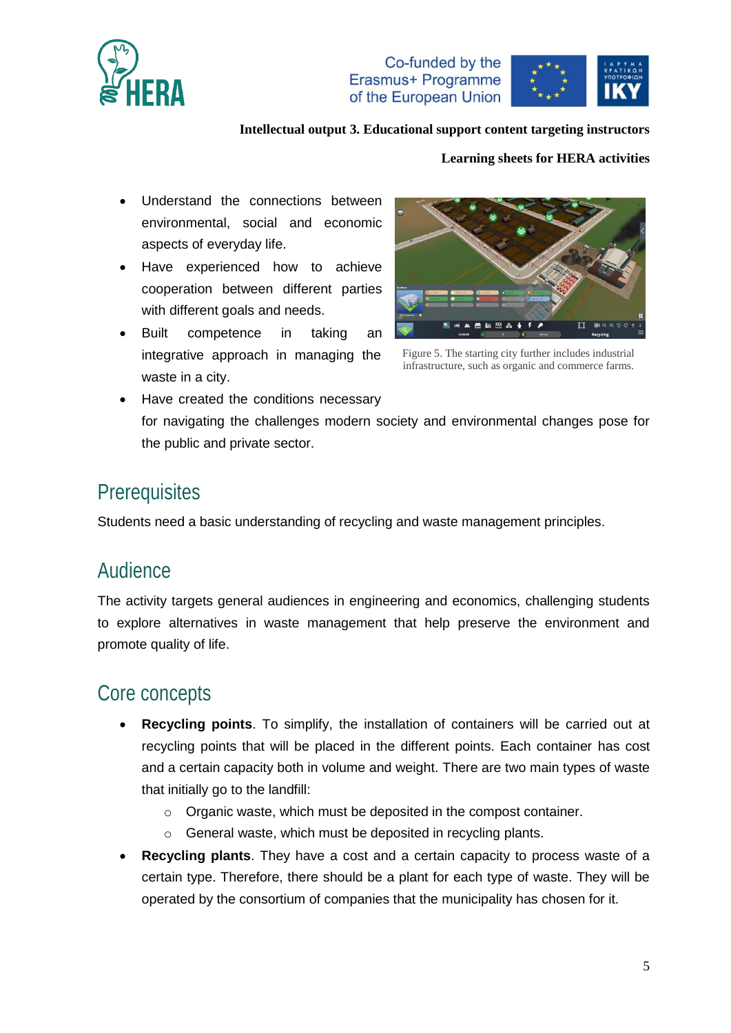- Understand the connections between environmental, social and economic aspects of everyday life.
- Have experienced how to achieve cooperation between different parties with different goals and needs.
- Built competence in taking an integrative approach in managing the waste in a city.
- Have created the conditions necessary for navigating the challenges modern society and environmental changes pose for the public and private sector.

Figure 5. The starting city further includes industrial infrastructure, such as organic and commerce farms.

## Prerequisites

Students need a basic understanding of recycling and waste management principles.

## Audience

The activity targets general audiences in engineering and economics, challenging students to explore alternatives in waste management that help preserve the environment and promote quality of life.

## Core concepts

- **Recycling points**. To simplify, the installation of containers will be carried out at recycling points that will be placed in the different points. Each container has cost and a certain capacity both in volume and weight. There are two main types of waste that initially go to the landfill:
  - Organic waste, which must be deposited in the compost container.
  - General waste, which must be deposited in recycling plants.
- **Recycling plants**. They have a cost and a certain capacity to process waste of a certain type. Therefore, there should be a plant for each type of waste. They will be operated by the consortium of companies that the municipality has chosen for it.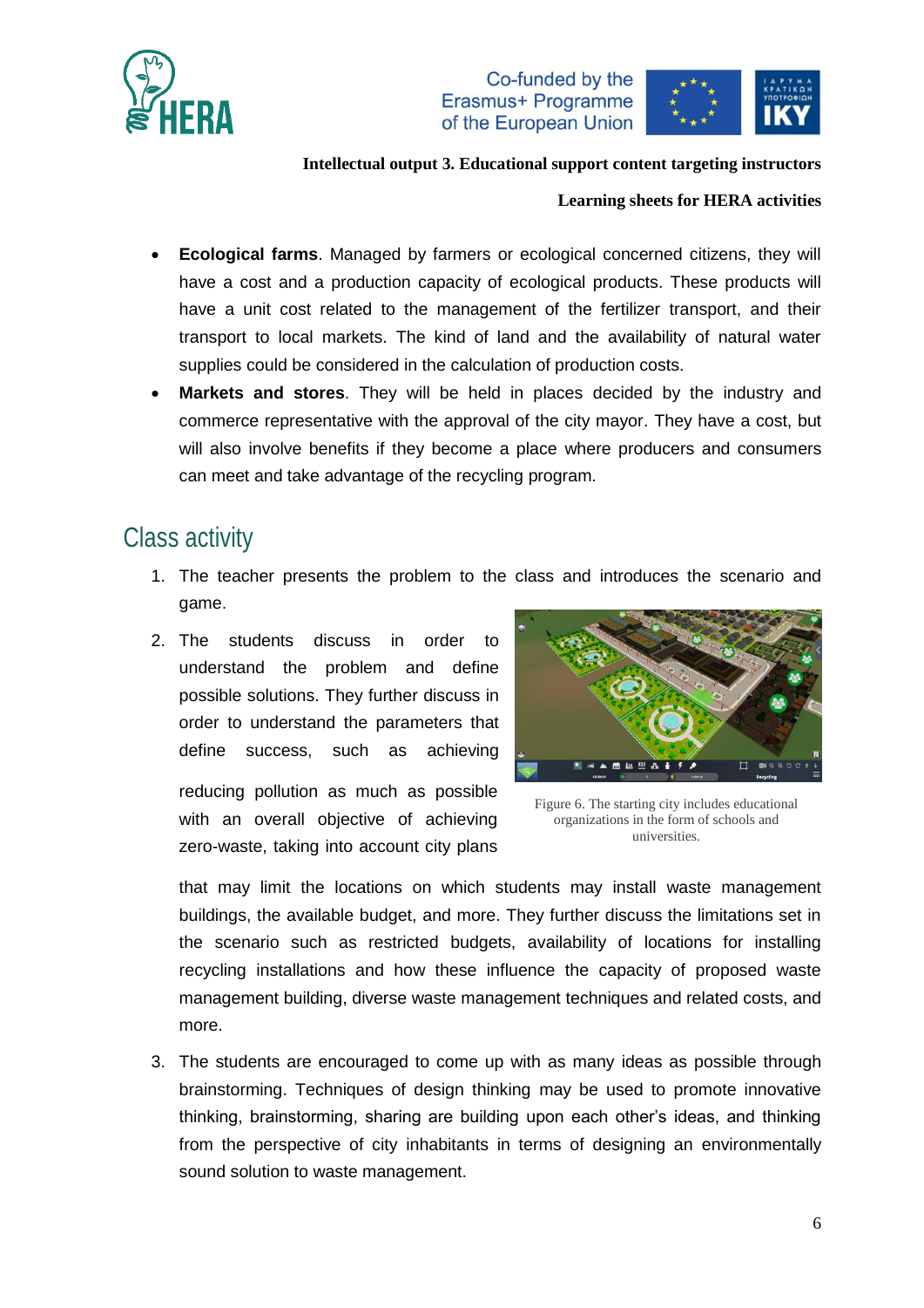- **Ecological farms**. Managed by farmers or ecological concerned citizens, they will have a cost and a production capacity of ecological products. These products will have a unit cost related to the management of the fertilizer transport, and their transport to local markets. The kind of land and the availability of natural water supplies could be considered in the calculation of production costs.
- **Markets and stores**. They will be held in places decided by the industry and commerce representative with the approval of the city mayor. They have a cost, but will also involve benefits if they become a place where producers and consumers can meet and take advantage of the recycling program.

## Class activity

1. The teacher presents the problem to the class and introduces the scenario and game.
2. The students discuss in order to understand the problem and define possible solutions. They further discuss in order to understand the parameters that define success, such as achieving reducing pollution as much as possible with an overall objective of achieving zero-waste, taking into account city plans that may limit the locations on which students may install waste management buildings, the available budget, and more. They further discuss the limitations set in the scenario such as restricted budgets, availability of locations for installing recycling installations and how these influence the capacity of proposed waste management building, diverse waste management techniques and related costs, and more.

Figure 6. The starting city includes educational organizations in the form of schools and universities.

3. The students are encouraged to come up with as many ideas as possible through brainstorming. Techniques of design thinking may be used to promote innovative thinking, brainstorming, sharing are building upon each other's ideas, and thinking from the perspective of city inhabitants in terms of designing an environmentally sound solution to waste management.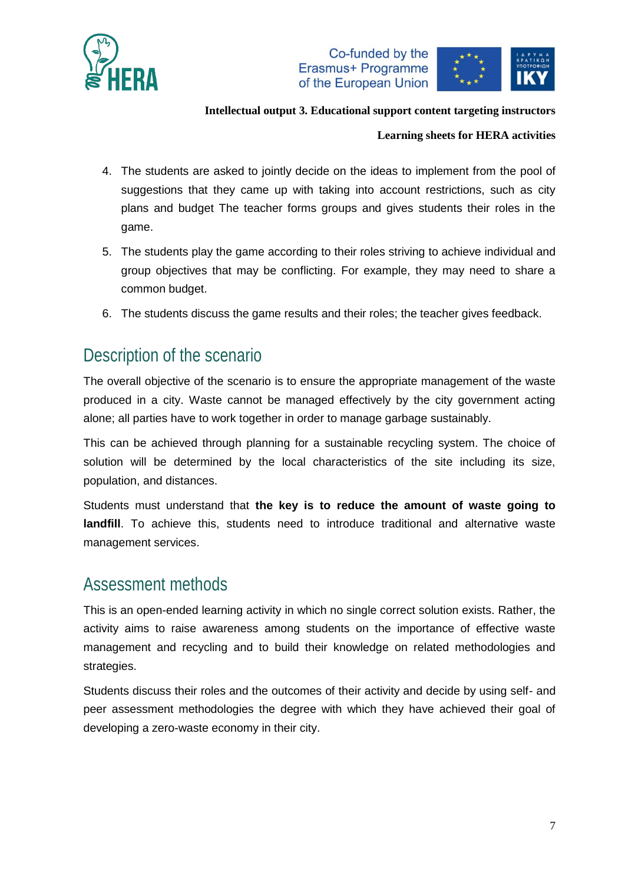4. The students are asked to jointly decide on the ideas to implement from the pool of suggestions that they came up with taking into account restrictions, such as city plans and budget The teacher forms groups and gives students their roles in the game.
5. The students play the game according to their roles striving to achieve individual and group objectives that may be conflicting. For example, they may need to share a common budget.
6. The students discuss the game results and their roles; the teacher gives feedback.

## Description of the scenario

The overall objective of the scenario is to ensure the appropriate management of the waste produced in a city. Waste cannot be managed effectively by the city government acting alone; all parties have to work together in order to manage garbage sustainably.

This can be achieved through planning for a sustainable recycling system. The choice of solution will be determined by the local characteristics of the site including its size, population, and distances.

Students must understand that **the key is to reduce the amount of waste going to landfill**. To achieve this, students need to introduce traditional and alternative waste management services.

## Assessment methods

This is an open-ended learning activity in which no single correct solution exists. Rather, the activity aims to raise awareness among students on the importance of effective waste management and recycling and to build their knowledge on related methodologies and strategies.

Students discuss their roles and the outcomes of their activity and decide by using self- and peer assessment methodologies the degree with which they have achieved their goal of developing a zero-waste economy in their city.